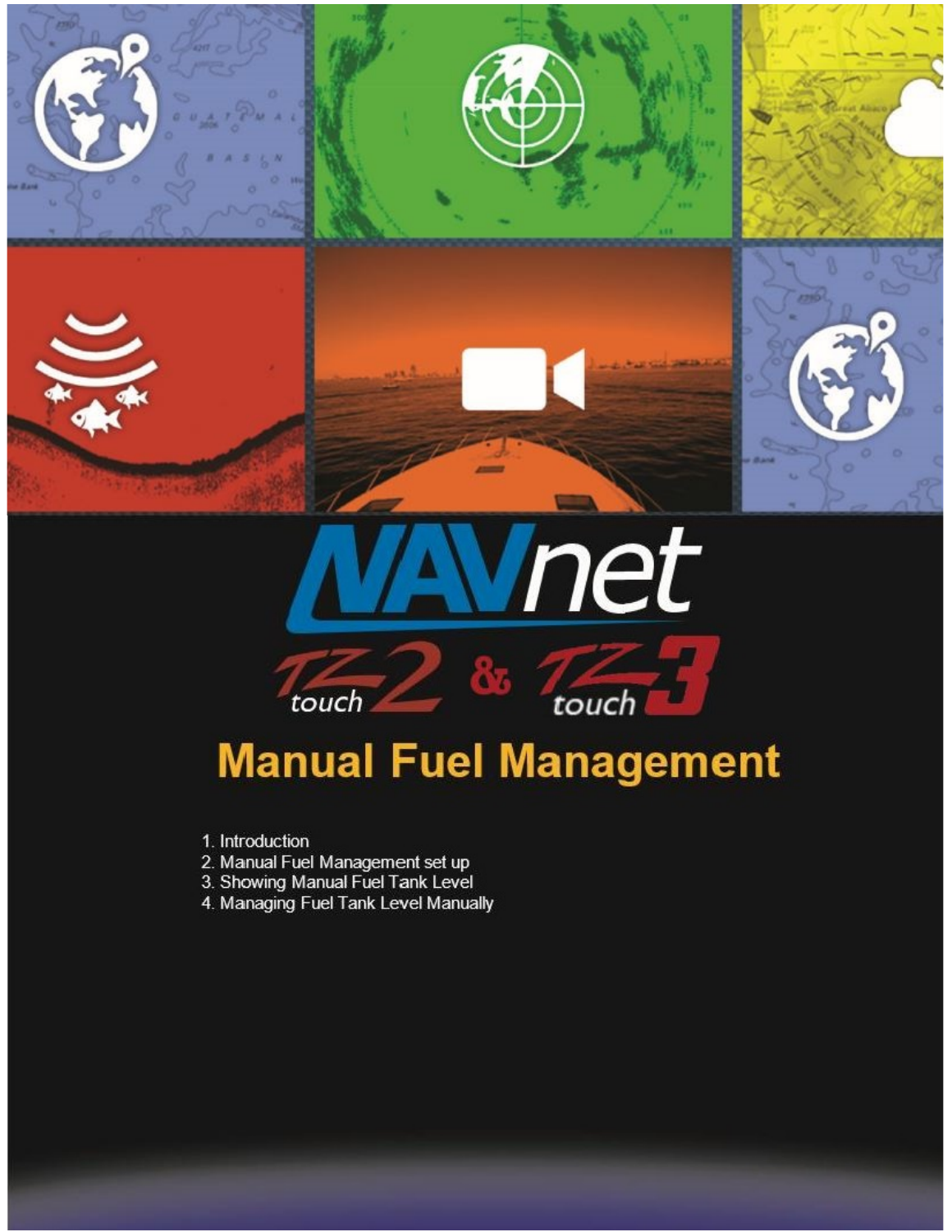# NAVnet TZtouch2 & TZtouch3

## Manual Fuel Management

1. Introduction
2. Manual Fuel Management set up
3. Showing Manual Fuel Tank Level
4. Managing Fuel Tank Level Manually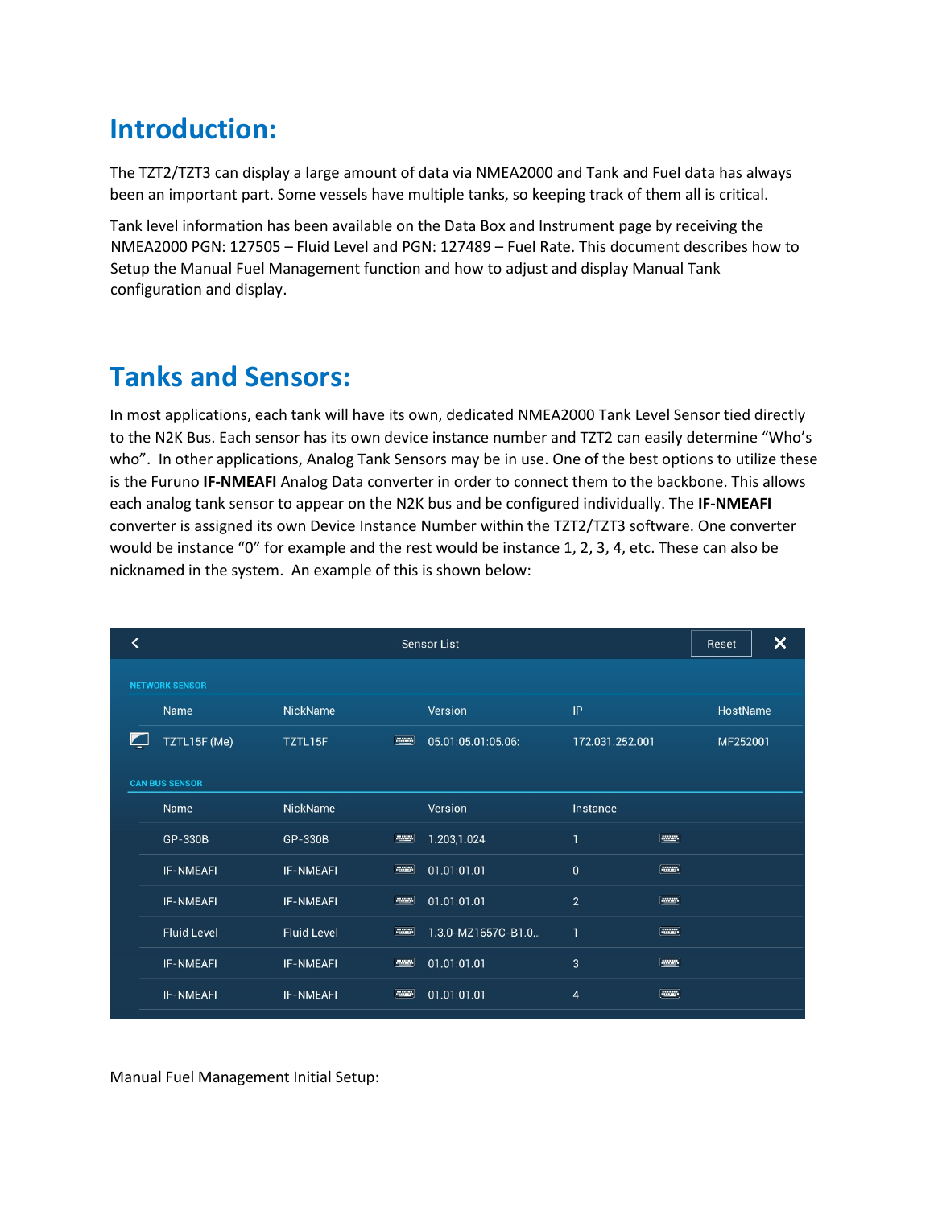# Introduction:

The TZT2/TZT3 can display a large amount of data via NMEA2000 and Tank and Fuel data has always been an important part. Some vessels have multiple tanks, so keeping track of them all is critical.

Tank level information has been available on the Data Box and Instrument page by receiving the NMEA2000 PGN: 127505 – Fluid Level and PGN: 127489 – Fuel Rate. This document describes how to Setup the Manual Fuel Management function and how to adjust and display Manual Tank configuration and display.

# Tanks and Sensors:

In most applications, each tank will have its own, dedicated NMEA2000 Tank Level Sensor tied directly to the N2K Bus. Each sensor has its own device instance number and TZT2 can easily determine "Who's who". In other applications, Analog Tank Sensors may be in use. One of the best options to utilize these is the Furuno **IF-NMEAFI** Analog Data converter in order to connect them to the backbone. This allows each analog tank sensor to appear on the N2K bus and be configured individually. The **IF-NMEAFI** converter is assigned its own Device Instance Number within the TZT2/TZT3 software. One converter would be instance "0" for example and the rest would be instance 1, 2, 3, 4, etc. These can also be nicknamed in the system. An example of this is shown below:

**Sensor List**

NETWORK SENSOR

| Name | NickName | Version | IP | HostName |
|---|---|---|---|---|
| TZTL15F (Me) | TZTL15F | 05.01:05.01:05.06: | 172.031.252.001 | MF252001 |

CAN BUS SENSOR

| Name | NickName | Version | Instance |
|---|---|---|---|
| GP-330B | GP-330B | 1.203,1.024 | 1 |
| IF-NMEAFI | IF-NMEAFI | 01.01:01.01 | 0 |
| IF-NMEAFI | IF-NMEAFI | 01.01:01.01 | 2 |
| Fluid Level | Fluid Level | 1.3.0-MZ1657C-B1.0... | 1 |
| IF-NMEAFI | IF-NMEAFI | 01.01:01.01 | 3 |
| IF-NMEAFI | IF-NMEAFI | 01.01:01.01 | 4 |

Manual Fuel Management Initial Setup: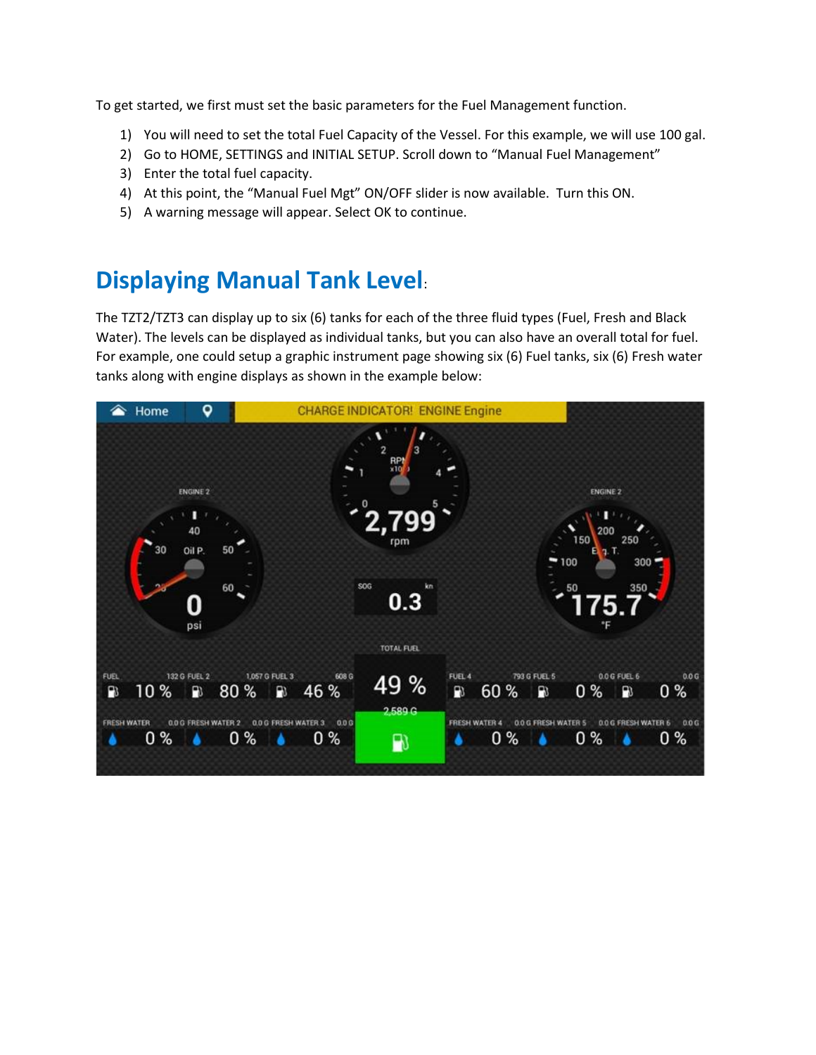To get started, we first must set the basic parameters for the Fuel Management function.

1) You will need to set the total Fuel Capacity of the Vessel. For this example, we will use 100 gal.
2) Go to HOME, SETTINGS and INITIAL SETUP. Scroll down to "Manual Fuel Management"
3) Enter the total fuel capacity.
4) At this point, the "Manual Fuel Mgt" ON/OFF slider is now available. Turn this ON.
5) A warning message will appear. Select OK to continue.

## Displaying Manual Tank Level:

The TZT2/TZT3 can display up to six (6) tanks for each of the three fluid types (Fuel, Fresh and Black Water). The levels can be displayed as individual tanks, but you can also have an overall total for fuel. For example, one could setup a graphic instrument page showing six (6) Fuel tanks, six (6) Fresh water tanks along with engine displays as shown in the example below: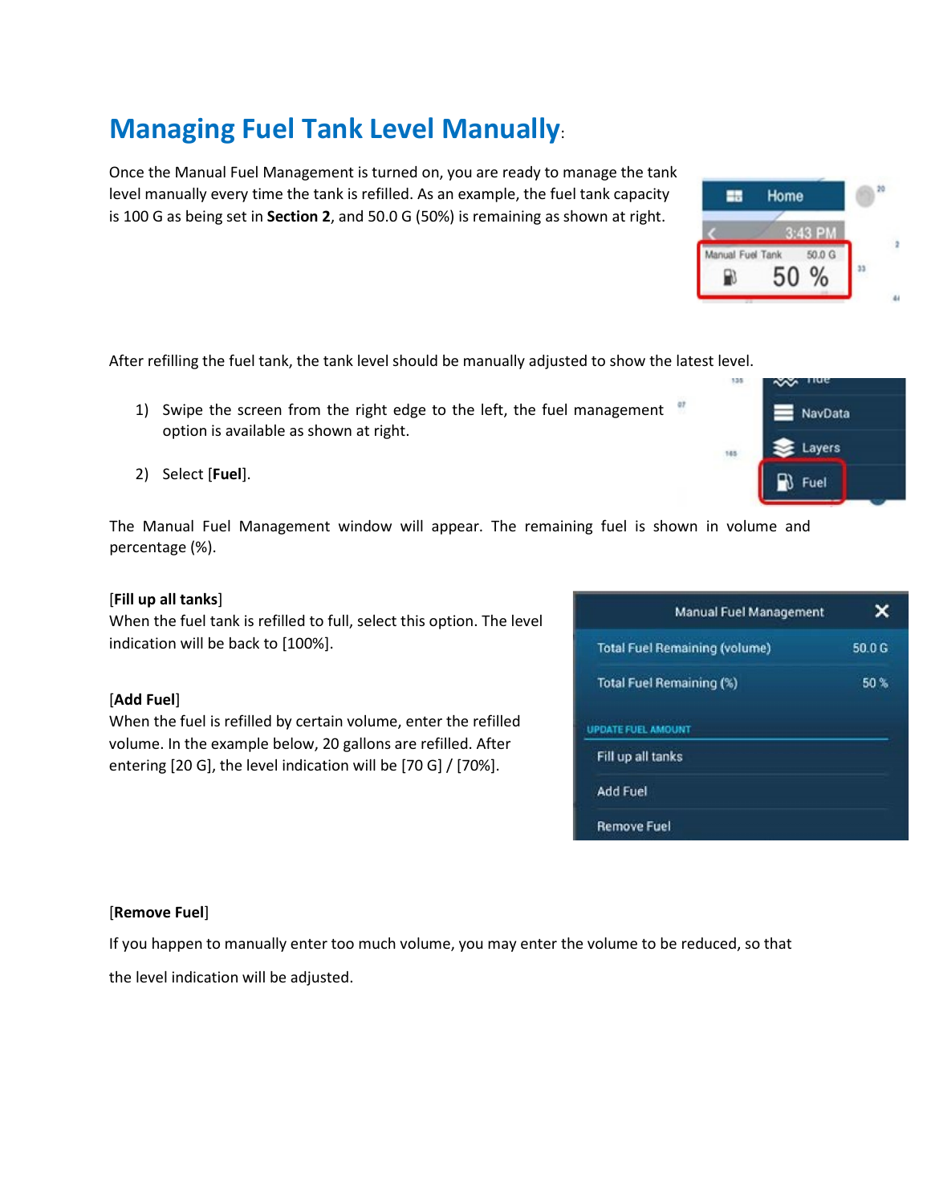# Managing Fuel Tank Level Manually:

Once the Manual Fuel Management is turned on, you are ready to manage the tank level manually every time the tank is refilled. As an example, the fuel tank capacity is 100 G as being set in **Section 2**, and 50.0 G (50%) is remaining as shown at right.

After refilling the fuel tank, the tank level should be manually adjusted to show the latest level.

1) Swipe the screen from the right edge to the left, the fuel management option is available as shown at right.
2) Select [**Fuel**].

The Manual Fuel Management window will appear. The remaining fuel is shown in volume and percentage (%).

[**Fill up all tanks**]
When the fuel tank is refilled to full, select this option. The level indication will be back to [100%].

[**Add Fuel**]
When the fuel is refilled by certain volume, enter the refilled volume. In the example below, 20 gallons are refilled. After entering [20 G], the level indication will be [70 G] / [70%].

[**Remove Fuel**]

If you happen to manually enter too much volume, you may enter the volume to be reduced, so that the level indication will be adjusted.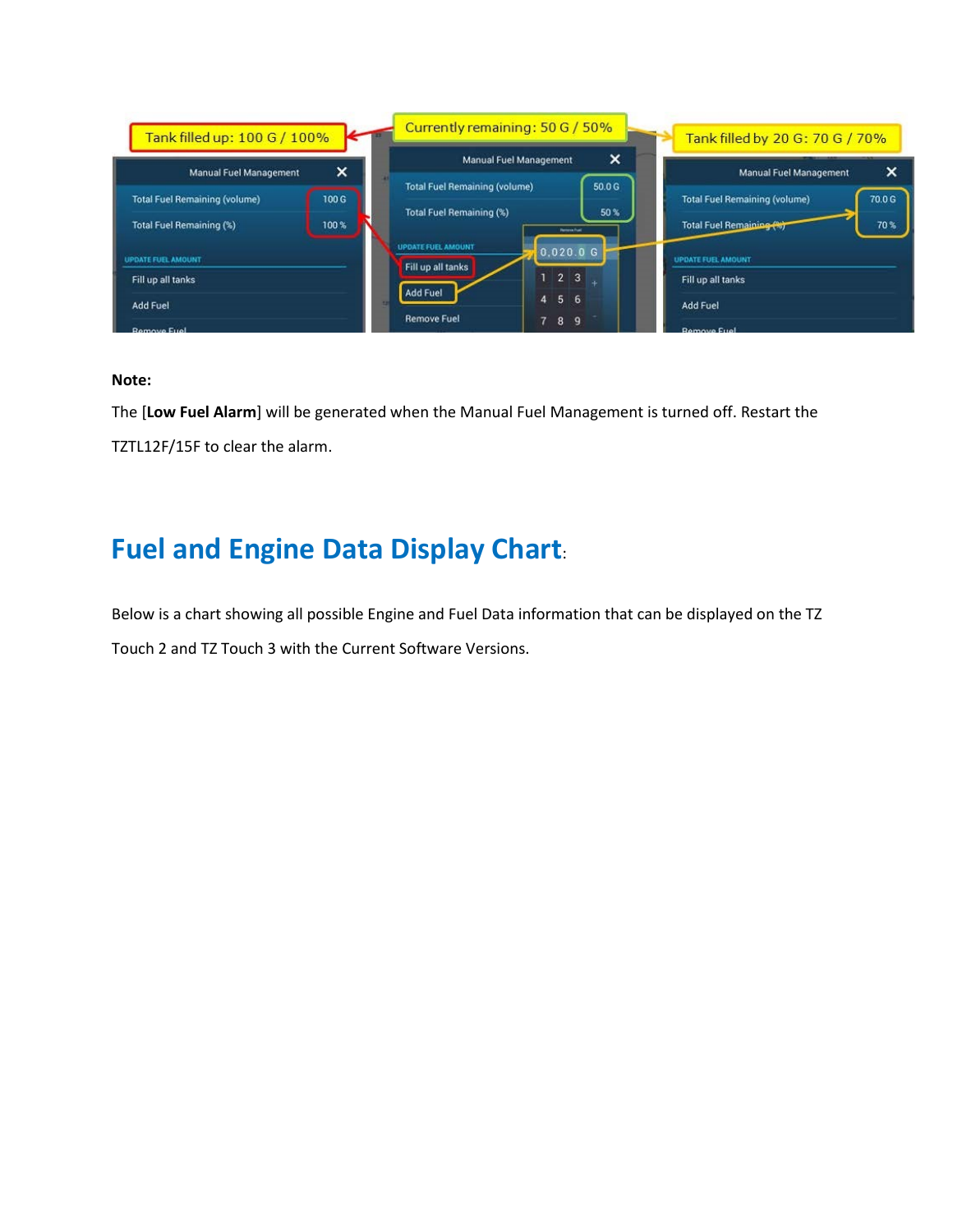**Note:**

The [**Low Fuel Alarm**] will be generated when the Manual Fuel Management is turned off. Restart the TZTL12F/15F to clear the alarm.

## Fuel and Engine Data Display Chart:

Below is a chart showing all possible Engine and Fuel Data information that can be displayed on the TZ Touch 2 and TZ Touch 3 with the Current Software Versions.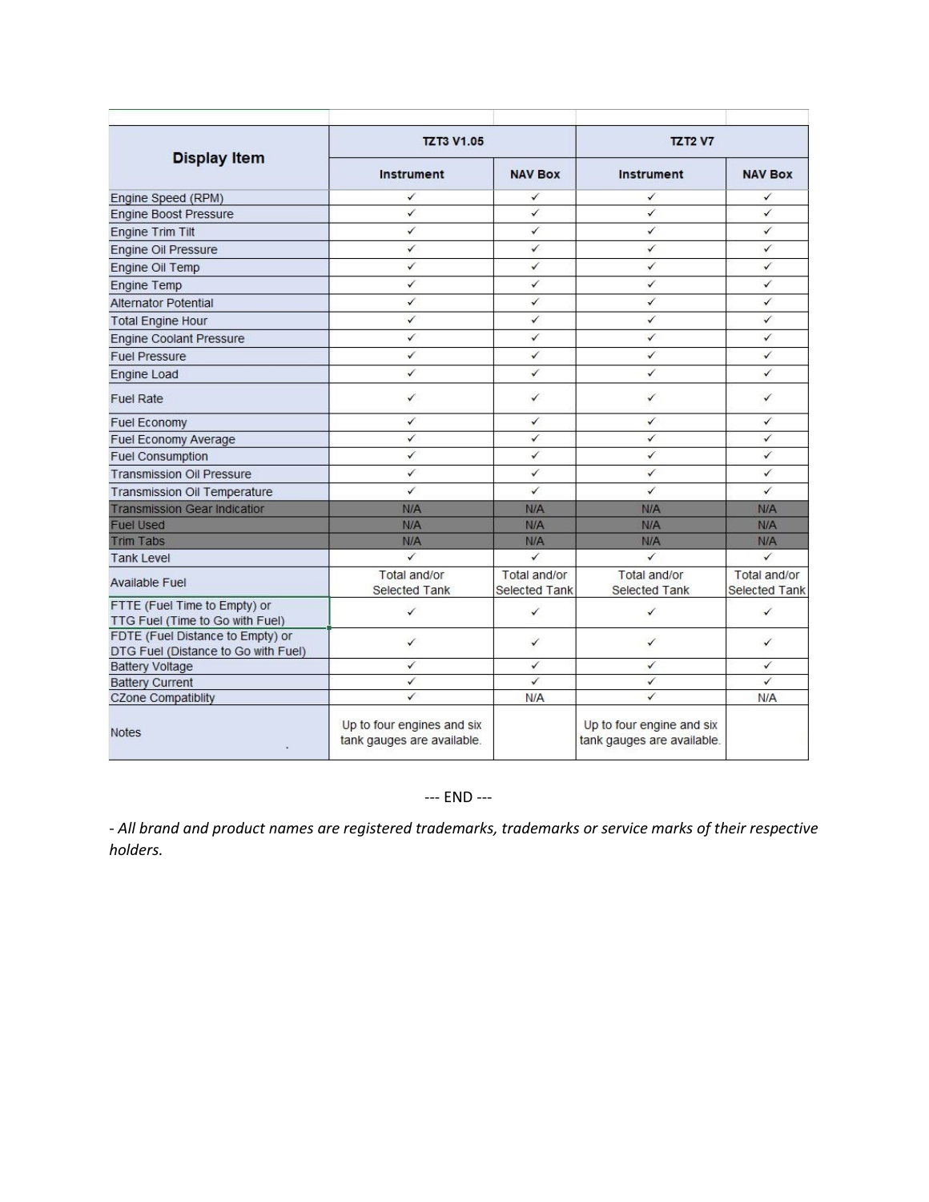| Display Item | TZT3 V1.05 | | TZT2 V7 | |
|---|---|---|---|---|
| | Instrument | NAV Box | Instrument | NAV Box |
| Engine Speed (RPM) | ✓ | ✓ | ✓ | ✓ |
| Engine Boost Pressure | ✓ | ✓ | ✓ | ✓ |
| Engine Trim Tilt | ✓ | ✓ | ✓ | ✓ |
| Engine Oil Pressure | ✓ | ✓ | ✓ | ✓ |
| Engine Oil Temp | ✓ | ✓ | ✓ | ✓ |
| Engine Temp | ✓ | ✓ | ✓ | ✓ |
| Alternator Potential | ✓ | ✓ | ✓ | ✓ |
| Total Engine Hour | ✓ | ✓ | ✓ | ✓ |
| Engine Coolant Pressure | ✓ | ✓ | ✓ | ✓ |
| Fuel Pressure | ✓ | ✓ | ✓ | ✓ |
| Engine Load | ✓ | ✓ | ✓ | ✓ |
| Fuel Rate | ✓ | ✓ | ✓ | ✓ |
| Fuel Economy | ✓ | ✓ | ✓ | ✓ |
| Fuel Economy Average | ✓ | ✓ | ✓ | ✓ |
| Fuel Consumption | ✓ | ✓ | ✓ | ✓ |
| Transmission Oil Pressure | ✓ | ✓ | ✓ | ✓ |
| Transmission Oil Temperature | ✓ | ✓ | ✓ | ✓ |
| Transmission Gear Indicatior | N/A | N/A | N/A | N/A |
| Fuel Used | N/A | N/A | N/A | N/A |
| Trim Tabs | N/A | N/A | N/A | N/A |
| Tank Level | ✓ | ✓ | ✓ | ✓ |
| Available Fuel | Total and/or Selected Tank | Total and/or Selected Tank | Total and/or Selected Tank | Total and/or Selected Tank |
| FTTE (Fuel Time to Empty) or TTG Fuel (Time to Go with Fuel) | ✓ | ✓ | ✓ | ✓ |
| FDTE (Fuel Distance to Empty) or DTG Fuel (Distance to Go with Fuel) | ✓ | ✓ | ✓ | ✓ |
| Battery Voltage | ✓ | ✓ | ✓ | ✓ |
| Battery Current | ✓ | ✓ | ✓ | ✓ |
| CZone Compatiblity | ✓ | N/A | ✓ | N/A |
| Notes | Up to four engines and six tank gauges are available. | | Up to four engine and six tank gauges are available. | |

--- END ---

*- All brand and product names are registered trademarks, trademarks or service marks of their respective holders.*